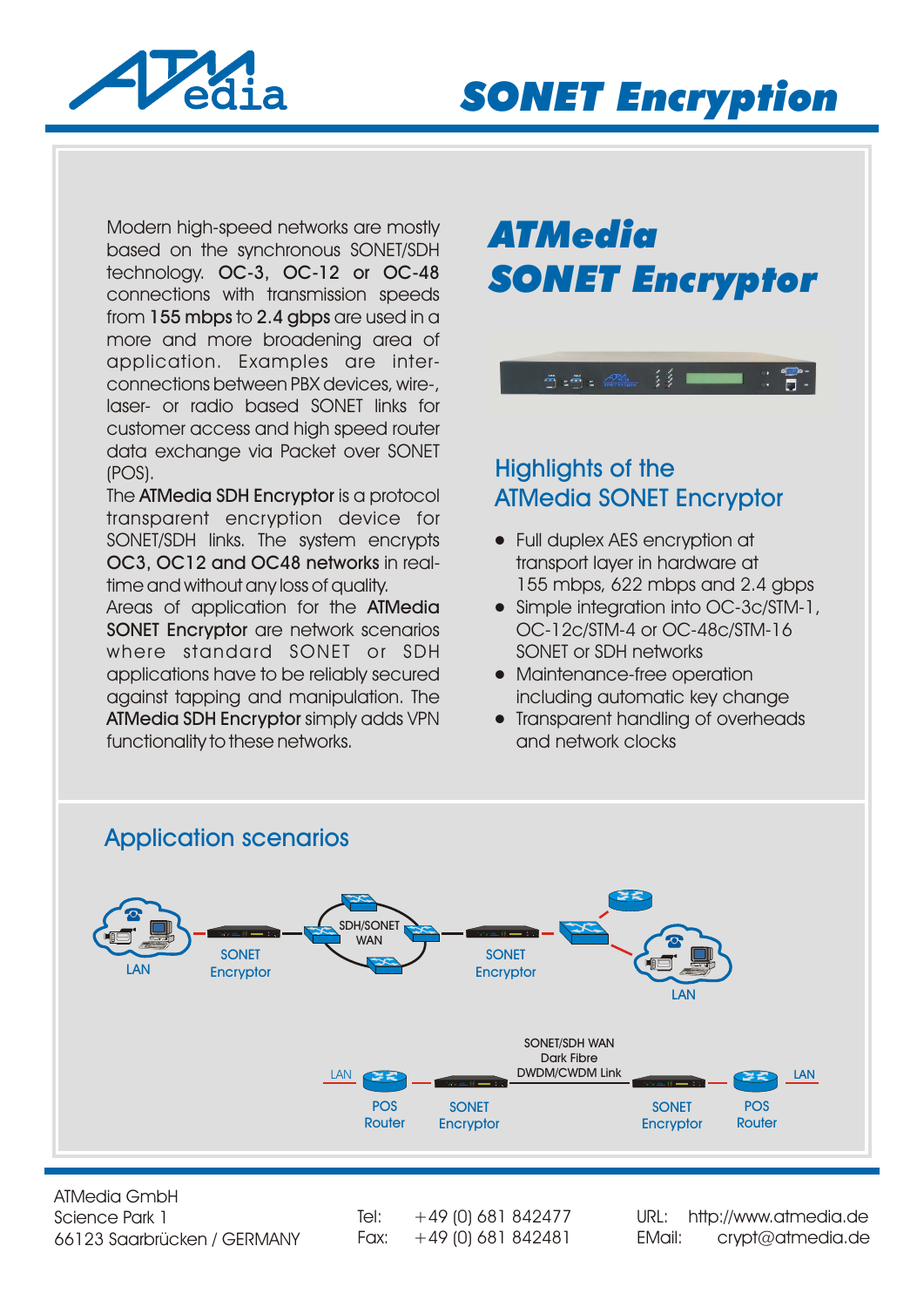# SONET Encryption

Modern high-speed networks are mostly based on the synchronous SONET/SDH technology. **OC-3, OC-12 or OC-48** connections with transmission speeds from **155 mbps** to **2.4 gbps** are used in a more and more broadening area of application. Examples are inter-connections between PBX devices, wire-, laser- or radio based SONET links for customer access and high speed router data exchange via Packet over SONET (POS).

The **ATMedia SDH Encryptor** is a protocol transparent encryption device for SONET/SDH links. The system encrypts **OC3, OC12 and OC48 networks** in real-time and without any loss of quality.

Areas of application for the **ATMedia SONET Encryptor** are network scenarios where standard SONET or SDH applications have to be reliably secured against tapping and manipulation. The **ATMedia SDH Encryptor** simply adds VPN functionality to these networks.

## ATMedia SONET Encryptor

### Highlights of the ATMedia SONET Encryptor

- Full duplex AES encryption at transport layer in hardware at 155 mbps, 622 mbps and 2.4 gbps
- Simple integration into OC-3c/STM-1, OC-12c/STM-4 or OC-48c/STM-16 SONET or SDH networks
- Maintenance-free operation including automatic key change
- Transparent handling of overheads and network clocks

## Application scenarios

LAN — SONET Encryptor — SDH/SONET WAN — SONET Encryptor — LAN

LAN — POS Router — SONET Encryptor — SONET/SDH WAN Dark Fibre DWDM/CWDM Link — SONET Encryptor — POS Router — LAN

ATMedia GmbH
Science Park 1
66123 Saarbrücken / GERMANY

Tel: +49 (0) 681 842477
Fax: +49 (0) 681 842481

URL: http://www.atmedia.de
EMail: crypt@atmedia.de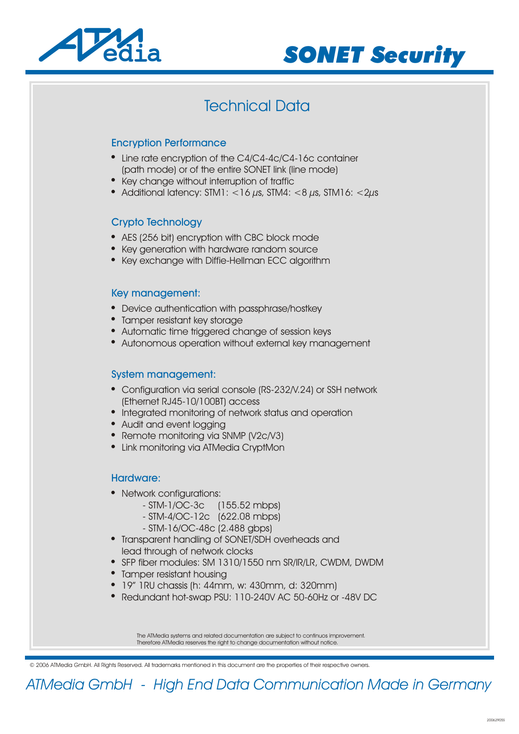# SONET Security

## Technical Data

### Encryption Performance

- Line rate encryption of the C4/C4-4c/C4-16c container (path mode) or of the entire SONET link (line mode)
- Key change without interruption of traffic
- Additional latency: STM1: <16 µs, STM4: <8 µs, STM16: <2µs

### Crypto Technology

- AES (256 bit) encryption with CBC block mode
- Key generation with hardware random source
- Key exchange with Diffie-Hellman ECC algorithm

### Key management:

- Device authentication with passphrase/hostkey
- Tamper resistant key storage
- Automatic time triggered change of session keys
- Autonomous operation without external key management

### System management:

- Configuration via serial console (RS-232/V.24) or SSH network (Ethernet RJ45-10/100BT) access
- Integrated monitoring of network status and operation
- Audit and event logging
- Remote monitoring via SNMP (V2c/V3)
- Link monitoring via ATMedia CryptMon

### Hardware:

- Network configurations:
  - STM-1/OC-3c (155.52 mbps)
  - STM-4/OC-12c (622.08 mbps)
  - STM-16/OC-48c (2.488 gbps)
- Transparent handling of SONET/SDH overheads and lead through of network clocks
- SFP fiber modules: SM 1310/1550 nm SR/IR/LR, CWDM, DWDM
- Tamper resistant housing
- 19" 1RU chassis (h: 44mm, w: 430mm, d: 320mm)
- Redundant hot-swap PSU: 110-240V AC 50-60Hz or -48V DC

The ATMedia systems and related documentation are subject to continuos improvement. Therefore ATMedia reserves the right to change documentation without notice.

© 2006 ATMedia GmbH. All Rights Reserved. All trademarks mentioned in this document are the properties of their respective owners.

*ATMedia GmbH - High End Data Communication Made in Germany*